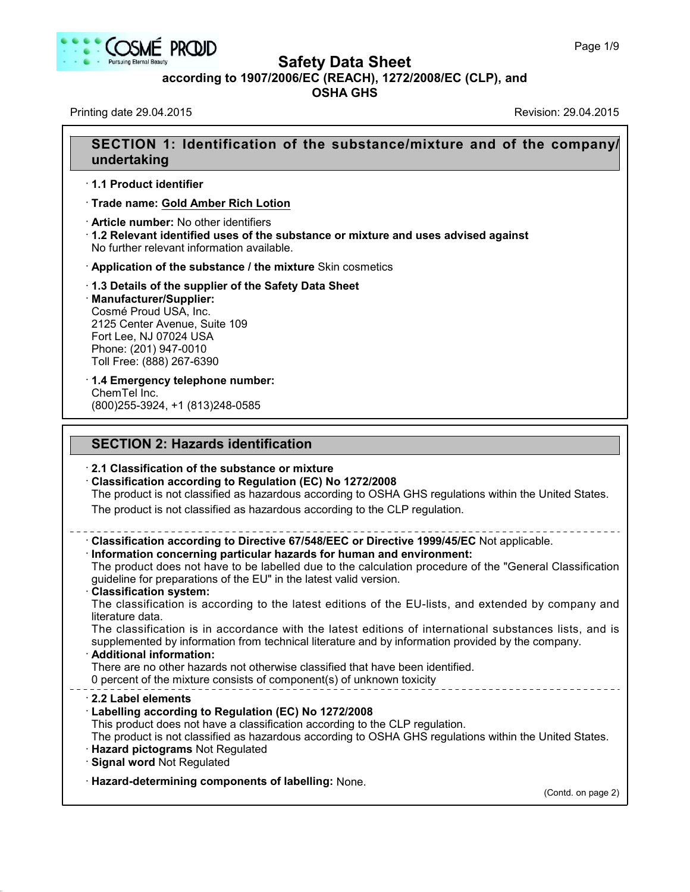# Safety Data Sheet

**according to 1907/2006/EC (REACH), 1272/2008/EC (CLP), and OSHA GHS**

Printing date 29.04.2015 Revision: 29.04.2015

## SECTION 1: Identification of the substance/mixture and of the company/undertaking

- **1.1 Product identifier**
- **Trade name: Gold Amber Rich Lotion**
- **Article number:** No other identifiers
- **1.2 Relevant identified uses of the substance or mixture and uses advised against**
  No further relevant information available.
- **Application of the substance / the mixture** Skin cosmetics
- **1.3 Details of the supplier of the Safety Data Sheet**
- **Manufacturer/Supplier:**
  Cosmé Proud USA, Inc.
  2125 Center Avenue, Suite 109
  Fort Lee, NJ 07024 USA
  Phone: (201) 947-0010
  Toll Free: (888) 267-6390
- **1.4 Emergency telephone number:**
  ChemTel Inc.
  (800)255-3924, +1 (813)248-0585

## SECTION 2: Hazards identification

- **2.1 Classification of the substance or mixture**
- **Classification according to Regulation (EC) No 1272/2008**
  The product is not classified as hazardous according to OSHA GHS regulations within the United States.
  The product is not classified as hazardous according to the CLP regulation.

---

- **Classification according to Directive 67/548/EEC or Directive 1999/45/EC** Not applicable.
- **Information concerning particular hazards for human and environment:**
  The product does not have to be labelled due to the calculation procedure of the "General Classification guideline for preparations of the EU" in the latest valid version.
- **Classification system:**
  The classification is according to the latest editions of the EU-lists, and extended by company and literature data.
  The classification is in accordance with the latest editions of international substances lists, and is supplemented by information from technical literature and by information provided by the company.
- **Additional information:**
  There are no other hazards not otherwise classified that have been identified.
  0 percent of the mixture consists of component(s) of unknown toxicity

---

- **2.2 Label elements**
- **Labelling according to Regulation (EC) No 1272/2008**
  This product does not have a classification according to the CLP regulation.
  The product is not classified as hazardous according to OSHA GHS regulations within the United States.
- **Hazard pictograms** Not Regulated
- **Signal word** Not Regulated
- **Hazard-determining components of labelling:** None.

(Contd. on page 2)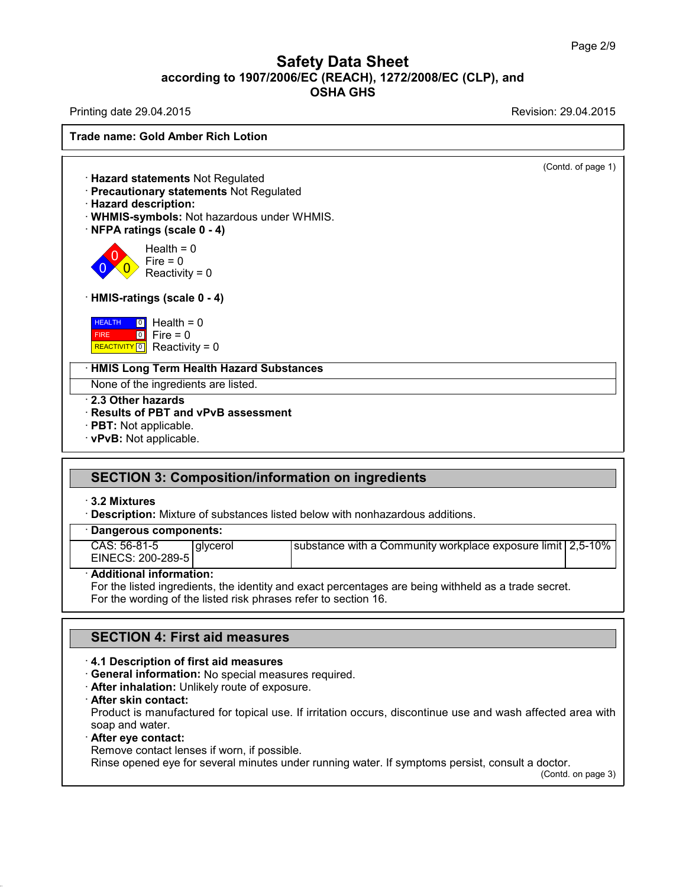**Safety Data Sheet**
**according to 1907/2006/EC (REACH), 1272/2008/EC (CLP), and OSHA GHS**

Printing date 29.04.2015 | Revision: 29.04.2015

**Trade name: Gold Amber Rich Lotion**

(Contd. of page 1)

· **Hazard statements** Not Regulated
· **Precautionary statements** Not Regulated
· **Hazard description:**
· **WHMIS-symbols:** Not hazardous under WHMIS.
· **NFPA ratings (scale 0 - 4)**

Health = 0
Fire = 0
Reactivity = 0

· **HMIS-ratings (scale 0 - 4)**

| | |
|---|---|
| HEALTH 0 | Health = 0 |
| FIRE 0 | Fire = 0 |
| REACTIVITY 0 | Reactivity = 0 |

· **HMIS Long Term Health Hazard Substances**
None of the ingredients are listed.

· **2.3 Other hazards**
· **Results of PBT and vPvB assessment**
· **PBT:** Not applicable.
· **vPvB:** Not applicable.

## SECTION 3: Composition/information on ingredients

· **3.2 Mixtures**
· **Description:** Mixture of substances listed below with nonhazardous additions.

| · Dangerous components: | | | |
|---|---|---|---|
| CAS: 56-81-5<br>EINECS: 200-289-5 | glycerol | substance with a Community workplace exposure limit | 2,5-10% |

· **Additional information:**
For the listed ingredients, the identity and exact percentages are being withheld as a trade secret.
For the wording of the listed risk phrases refer to section 16.

## SECTION 4: First aid measures

· **4.1 Description of first aid measures**
· **General information:** No special measures required.
· **After inhalation:** Unlikely route of exposure.
· **After skin contact:**
Product is manufactured for topical use. If irritation occurs, discontinue use and wash affected area with soap and water.
· **After eye contact:**
Remove contact lenses if worn, if possible.
Rinse opened eye for several minutes under running water. If symptoms persist, consult a doctor.

(Contd. on page 3)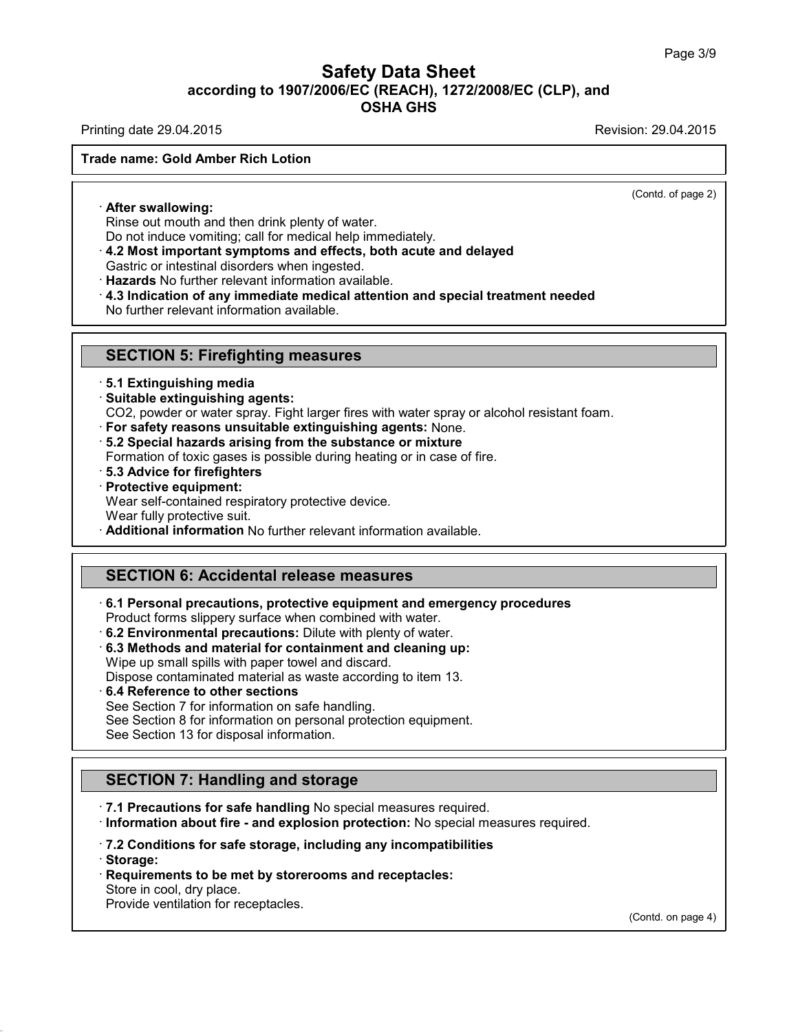**Trade name: Gold Amber Rich Lotion**

(Contd. of page 2)

· **After swallowing:**
Rinse out mouth and then drink plenty of water.
Do not induce vomiting; call for medical help immediately.

· **4.2 Most important symptoms and effects, both acute and delayed**
Gastric or intestinal disorders when ingested.

· **Hazards** No further relevant information available.

· **4.3 Indication of any immediate medical attention and special treatment needed**
No further relevant information available.

## SECTION 5: Firefighting measures

· **5.1 Extinguishing media**

· **Suitable extinguishing agents:**
$CO_2$, powder or water spray. Fight larger fires with water spray or alcohol resistant foam.

· **For safety reasons unsuitable extinguishing agents:** None.

· **5.2 Special hazards arising from the substance or mixture**
Formation of toxic gases is possible during heating or in case of fire.

· **5.3 Advice for firefighters**

· **Protective equipment:**
Wear self-contained respiratory protective device.
Wear fully protective suit.

· **Additional information** No further relevant information available.

## SECTION 6: Accidental release measures

· **6.1 Personal precautions, protective equipment and emergency procedures**
Product forms slippery surface when combined with water.

· **6.2 Environmental precautions:** Dilute with plenty of water.

· **6.3 Methods and material for containment and cleaning up:**
Wipe up small spills with paper towel and discard.
Dispose contaminated material as waste according to item 13.

· **6.4 Reference to other sections**
See Section 7 for information on safe handling.
See Section 8 for information on personal protection equipment.
See Section 13 for disposal information.

## SECTION 7: Handling and storage

· **7.1 Precautions for safe handling** No special measures required.

· **Information about fire - and explosion protection:** No special measures required.

· **7.2 Conditions for safe storage, including any incompatibilities**

· **Storage:**

· **Requirements to be met by storerooms and receptacles:**
Store in cool, dry place.
Provide ventilation for receptacles.

(Contd. on page 4)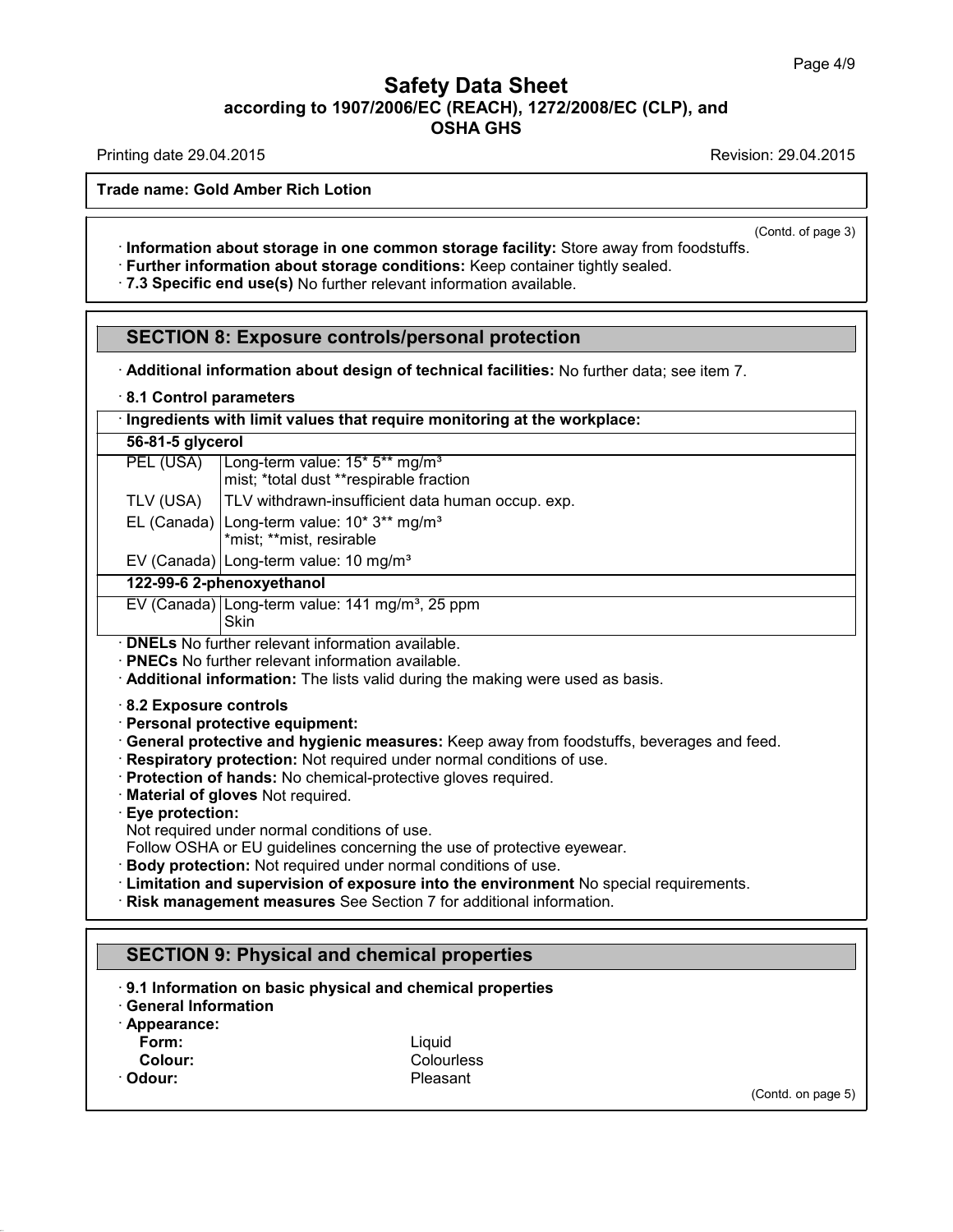# Safety Data Sheet
## according to 1907/2006/EC (REACH), 1272/2008/EC (CLP), and OSHA GHS

Printing date 29.04.2015 Revision: 29.04.2015

**Trade name: Gold Amber Rich Lotion**

(Contd. of page 3)

· **Information about storage in one common storage facility:** Store away from foodstuffs.
· **Further information about storage conditions:** Keep container tightly sealed.
· **7.3 Specific end use(s)** No further relevant information available.

## SECTION 8: Exposure controls/personal protection

· **Additional information about design of technical facilities:** No further data; see item 7.

· **8.1 Control parameters**

· **Ingredients with limit values that require monitoring at the workplace:**

| | |
|---|---|
| **56-81-5 glycerol** | |
| PEL (USA) | Long-term value: 15* 5** mg/m³<br>mist; *total dust **respirable fraction |
| TLV (USA) | TLV withdrawn-insufficient data human occup. exp. |
| EL (Canada) | Long-term value: 10* 3** mg/m³<br>*mist; **mist, resirable |
| EV (Canada) | Long-term value: 10 mg/m³ |
| **122-99-6 2-phenoxyethanol** | |
| EV (Canada) | Long-term value: 141 mg/m³, 25 ppm<br>Skin |

· **DNELs** No further relevant information available.
· **PNECs** No further relevant information available.
· **Additional information:** The lists valid during the making were used as basis.

· **8.2 Exposure controls**
· **Personal protective equipment:**
· **General protective and hygienic measures:** Keep away from foodstuffs, beverages and feed.
· **Respiratory protection:** Not required under normal conditions of use.
· **Protection of hands:** No chemical-protective gloves required.
· **Material of gloves** Not required.
· **Eye protection:**
Not required under normal conditions of use.
Follow OSHA or EU guidelines concerning the use of protective eyewear.
· **Body protection:** Not required under normal conditions of use.
· **Limitation and supervision of exposure into the environment** No special requirements.
· **Risk management measures** See Section 7 for additional information.

## SECTION 9: Physical and chemical properties

· **9.1 Information on basic physical and chemical properties**
· **General Information**
· **Appearance:**
  **Form:** Liquid
  **Colour:** Colourless
· **Odour:** Pleasant

(Contd. on page 5)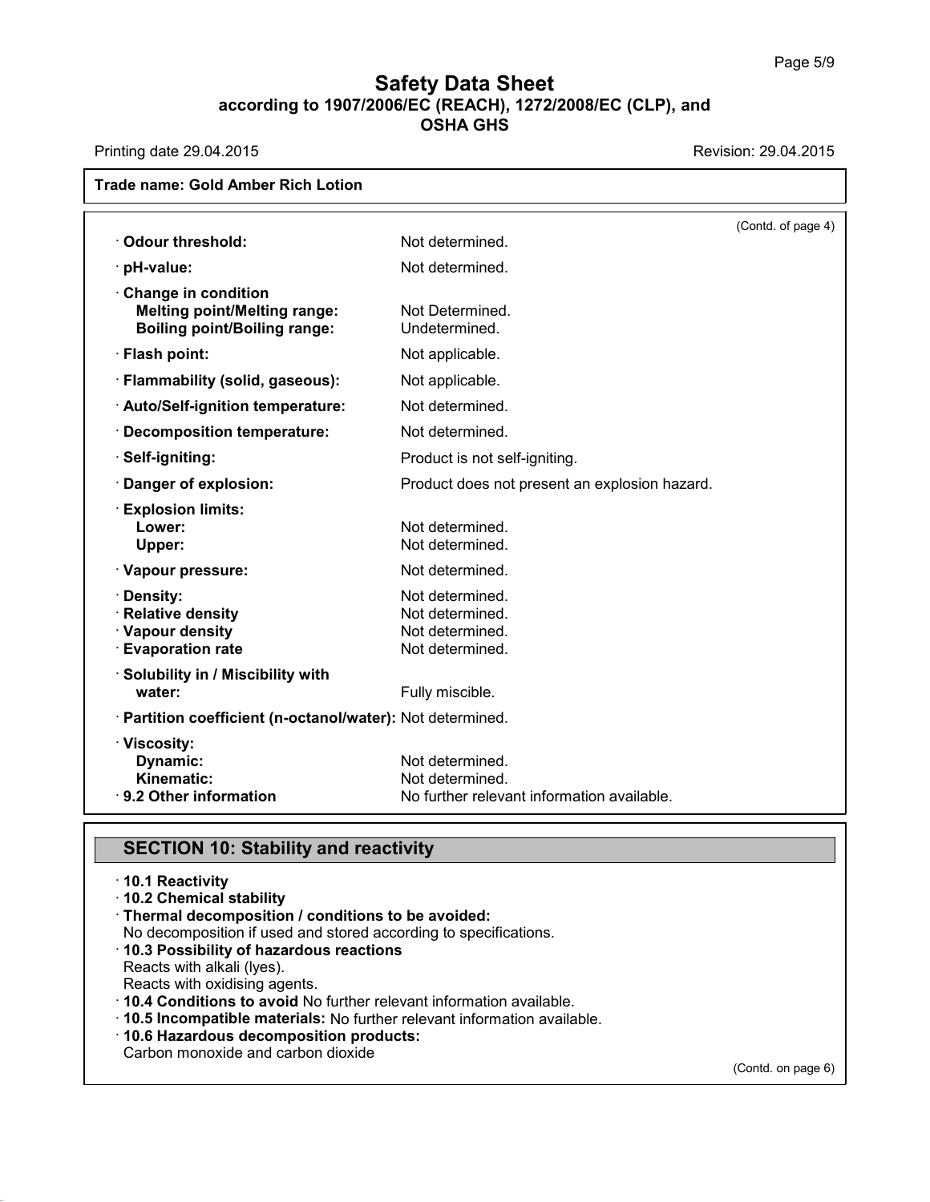**Trade name: Gold Amber Rich Lotion**

(Contd. of page 4)

| | |
|---|---|
| · **Odour threshold:** | Not determined. |
| · **pH-value:** | Not determined. |
| · **Change in condition** | |
| **Melting point/Melting range:** | Not Determined. |
| **Boiling point/Boiling range:** | Undetermined. |
| · **Flash point:** | Not applicable. |
| · **Flammability (solid, gaseous):** | Not applicable. |
| · **Auto/Self-ignition temperature:** | Not determined. |
| · **Decomposition temperature:** | Not determined. |
| · **Self-igniting:** | Product is not self-igniting. |
| · **Danger of explosion:** | Product does not present an explosion hazard. |
| · **Explosion limits:** | |
| **Lower:** | Not determined. |
| **Upper:** | Not determined. |
| · **Vapour pressure:** | Not determined. |
| · **Density:** | Not determined. |
| · **Relative density** | Not determined. |
| · **Vapour density** | Not determined. |
| · **Evaporation rate** | Not determined. |
| · **Solubility in / Miscibility with water:** | Fully miscible. |
| · **Partition coefficient (n-octanol/water):** | Not determined. |
| · **Viscosity:** | |
| **Dynamic:** | Not determined. |
| **Kinematic:** | Not determined. |
| · **9.2 Other information** | No further relevant information available. |

## SECTION 10: Stability and reactivity

· **10.1 Reactivity**
· **10.2 Chemical stability**
· **Thermal decomposition / conditions to be avoided:**
No decomposition if used and stored according to specifications.
· **10.3 Possibility of hazardous reactions**
Reacts with alkali (lyes).
Reacts with oxidising agents.
· **10.4 Conditions to avoid** No further relevant information available.
· **10.5 Incompatible materials:** No further relevant information available.
· **10.6 Hazardous decomposition products:**
Carbon monoxide and carbon dioxide

(Contd. on page 6)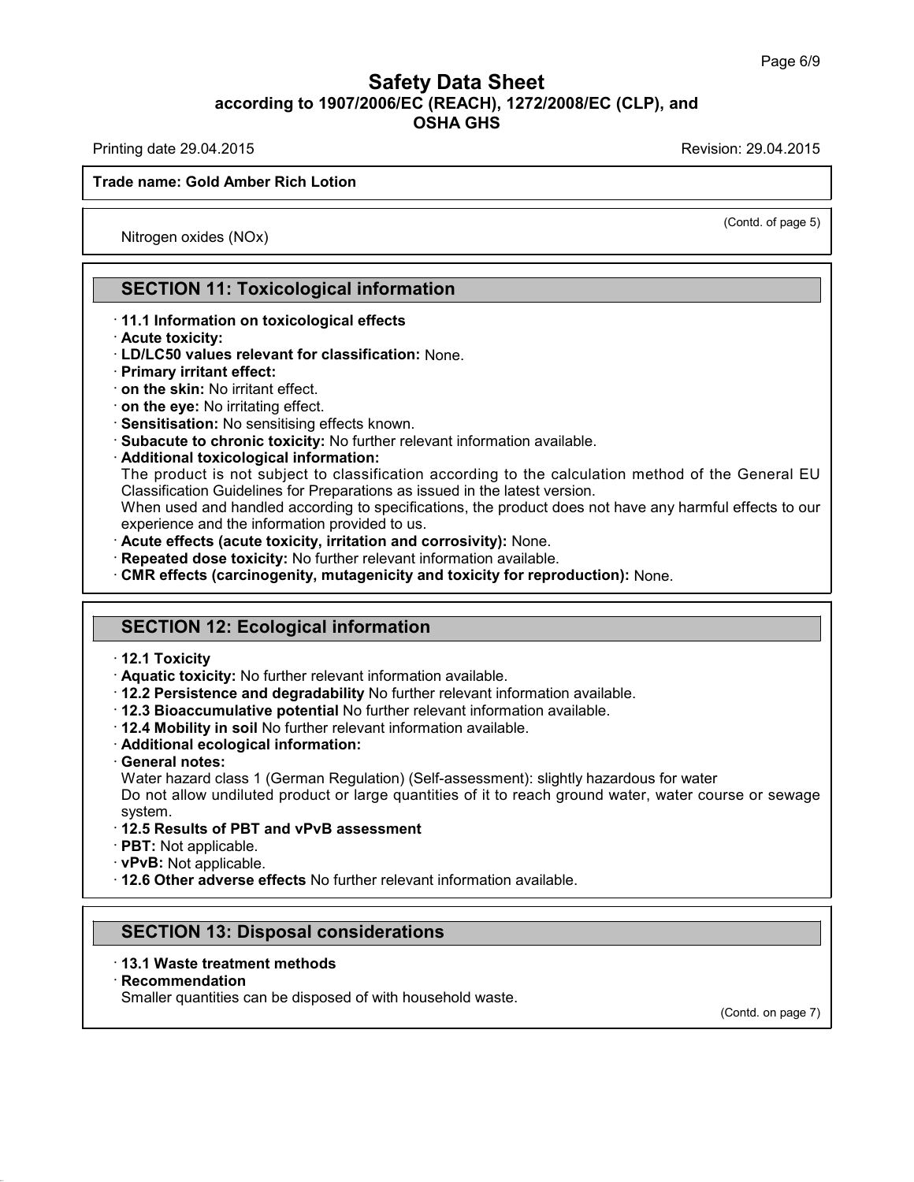Nitrogen oxides (NOx)

## SECTION 11: Toxicological information

- **11.1 Information on toxicological effects**
- **Acute toxicity:**
- **LD/LC50 values relevant for classification:** None.
- **Primary irritant effect:**
- **on the skin:** No irritant effect.
- **on the eye:** No irritating effect.
- **Sensitisation:** No sensitising effects known.
- **Subacute to chronic toxicity:** No further relevant information available.
- **Additional toxicological information:**
  The product is not subject to classification according to the calculation method of the General EU Classification Guidelines for Preparations as issued in the latest version.
  When used and handled according to specifications, the product does not have any harmful effects to our experience and the information provided to us.
- **Acute effects (acute toxicity, irritation and corrosivity):** None.
- **Repeated dose toxicity:** No further relevant information available.
- **CMR effects (carcinogenity, mutagenicity and toxicity for reproduction):** None.

## SECTION 12: Ecological information

- **12.1 Toxicity**
- **Aquatic toxicity:** No further relevant information available.
- **12.2 Persistence and degradability** No further relevant information available.
- **12.3 Bioaccumulative potential** No further relevant information available.
- **12.4 Mobility in soil** No further relevant information available.
- **Additional ecological information:**
- **General notes:**
  Water hazard class 1 (German Regulation) (Self-assessment): slightly hazardous for water
  Do not allow undiluted product or large quantities of it to reach ground water, water course or sewage system.
- **12.5 Results of PBT and vPvB assessment**
- **PBT:** Not applicable.
- **vPvB:** Not applicable.
- **12.6 Other adverse effects** No further relevant information available.

## SECTION 13: Disposal considerations

- **13.1 Waste treatment methods**
- **Recommendation**
  Smaller quantities can be disposed of with household waste.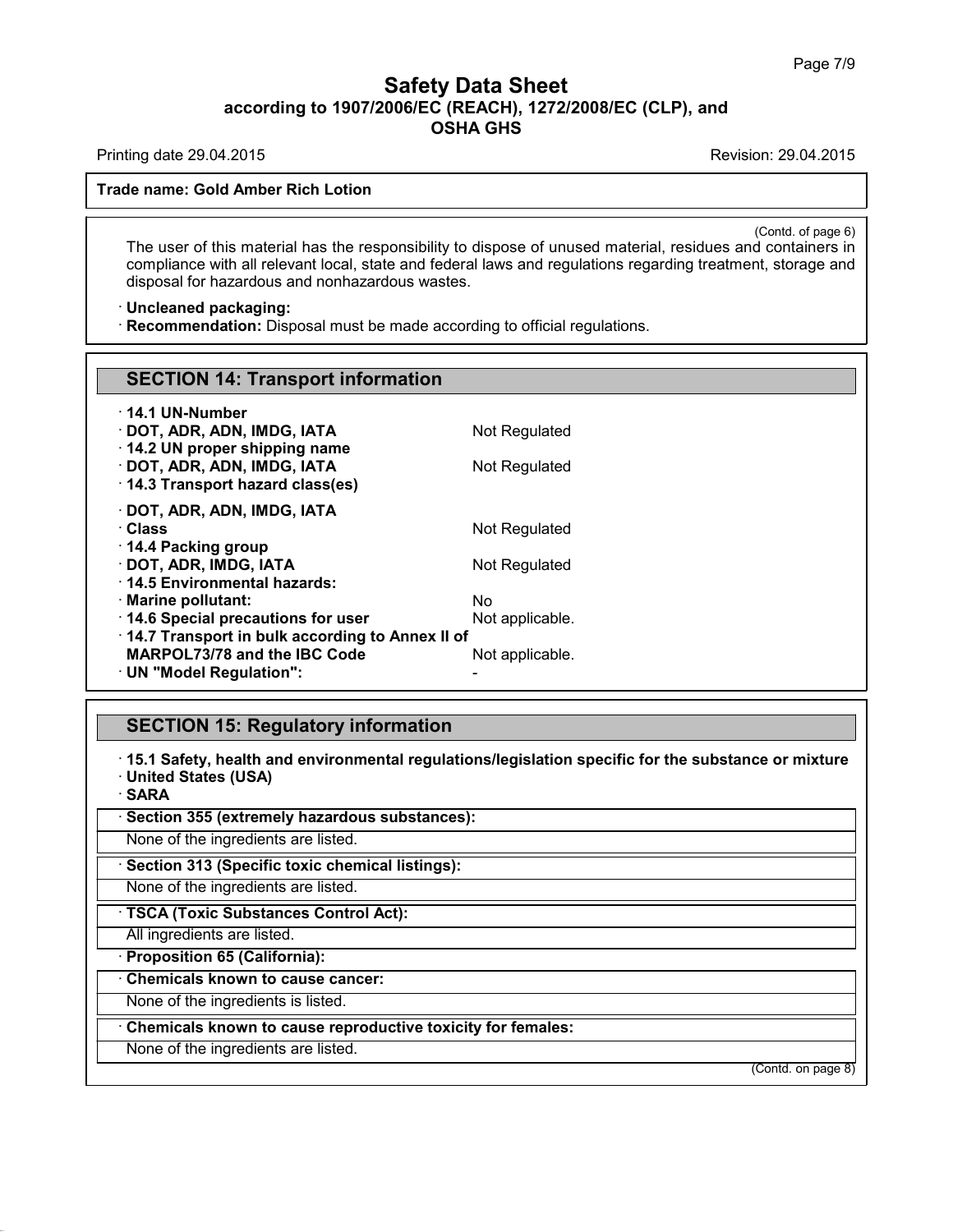**Trade name: Gold Amber Rich Lotion**

(Contd. of page 6)

The user of this material has the responsibility to dispose of unused material, residues and containers in compliance with all relevant local, state and federal laws and regulations regarding treatment, storage and disposal for hazardous and nonhazardous wastes.

· **Uncleaned packaging:**
· **Recommendation:** Disposal must be made according to official regulations.

## SECTION 14: Transport information

· **14.1 UN-Number**
· **DOT, ADR, ADN, IMDG, IATA** Not Regulated
· **14.2 UN proper shipping name**
· **DOT, ADR, ADN, IMDG, IATA** Not Regulated
· **14.3 Transport hazard class(es)**

· **DOT, ADR, ADN, IMDG, IATA**
· **Class** Not Regulated
· **14.4 Packing group**
· **DOT, ADR, IMDG, IATA** Not Regulated
· **14.5 Environmental hazards:**
· **Marine pollutant:** No
· **14.6 Special precautions for user** Not applicable.
· **14.7 Transport in bulk according to Annex II of MARPOL73/78 and the IBC Code** Not applicable.
· **UN "Model Regulation":** -

## SECTION 15: Regulatory information

· **15.1 Safety, health and environmental regulations/legislation specific for the substance or mixture**
· **United States (USA)**
· **SARA**

· **Section 355 (extremely hazardous substances):**
None of the ingredients are listed.

· **Section 313 (Specific toxic chemical listings):**
None of the ingredients are listed.

· **TSCA (Toxic Substances Control Act):**
All ingredients are listed.

· **Proposition 65 (California):**

· **Chemicals known to cause cancer:**
None of the ingredients is listed.

· **Chemicals known to cause reproductive toxicity for females:**
None of the ingredients are listed.

(Contd. on page 8)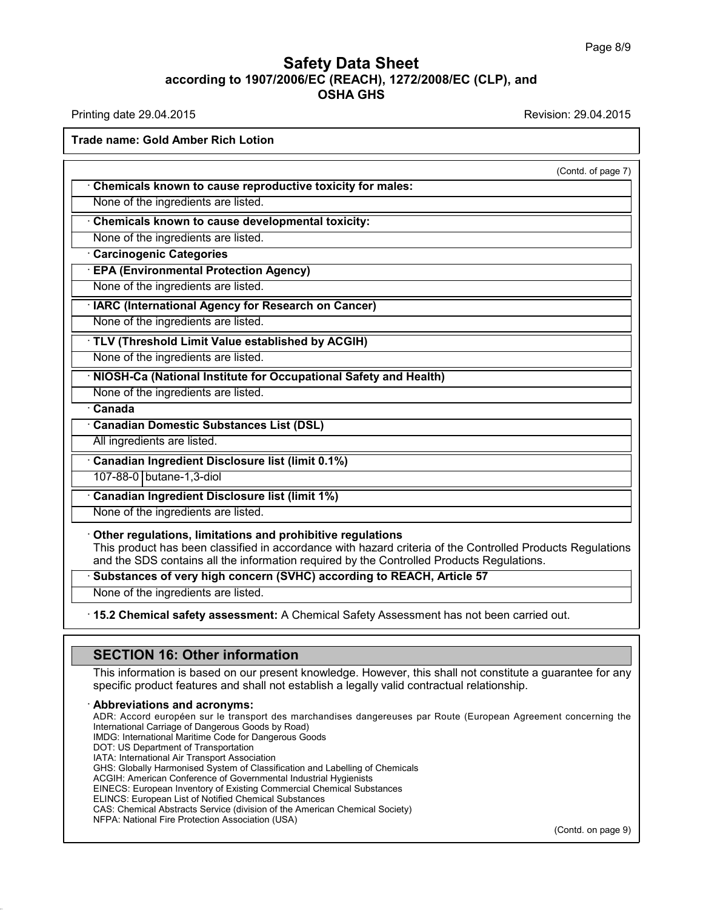(Contd. of page 7)

· **Chemicals known to cause reproductive toxicity for males:**

None of the ingredients are listed.

· **Chemicals known to cause developmental toxicity:**

None of the ingredients are listed.

· **Carcinogenic Categories**

· **EPA (Environmental Protection Agency)**

None of the ingredients are listed.

· **IARC (International Agency for Research on Cancer)**

None of the ingredients are listed.

· **TLV (Threshold Limit Value established by ACGIH)**

None of the ingredients are listed.

· **NIOSH-Ca (National Institute for Occupational Safety and Health)**

None of the ingredients are listed.

· **Canada**

· **Canadian Domestic Substances List (DSL)**

All ingredients are listed.

· **Canadian Ingredient Disclosure list (limit 0.1%)**

| 107-88-0 | butane-1,3-diol |
|---|---|

· **Canadian Ingredient Disclosure list (limit 1%)**

None of the ingredients are listed.

· **Other regulations, limitations and prohibitive regulations**

This product has been classified in accordance with hazard criteria of the Controlled Products Regulations and the SDS contains all the information required by the Controlled Products Regulations.

· **Substances of very high concern (SVHC) according to REACH, Article 57**

None of the ingredients are listed.

· **15.2 Chemical safety assessment:** A Chemical Safety Assessment has not been carried out.

## SECTION 16: Other information

This information is based on our present knowledge. However, this shall not constitute a guarantee for any specific product features and shall not establish a legally valid contractual relationship.

· **Abbreviations and acronyms:**

ADR: Accord européen sur le transport des marchandises dangereuses par Route (European Agreement concerning the International Carriage of Dangerous Goods by Road)
IMDG: International Maritime Code for Dangerous Goods
DOT: US Department of Transportation
IATA: International Air Transport Association
GHS: Globally Harmonised System of Classification and Labelling of Chemicals
ACGIH: American Conference of Governmental Industrial Hygienists
EINECS: European Inventory of Existing Commercial Chemical Substances
ELINCS: European List of Notified Chemical Substances
CAS: Chemical Abstracts Service (division of the American Chemical Society)
NFPA: National Fire Protection Association (USA)

(Contd. on page 9)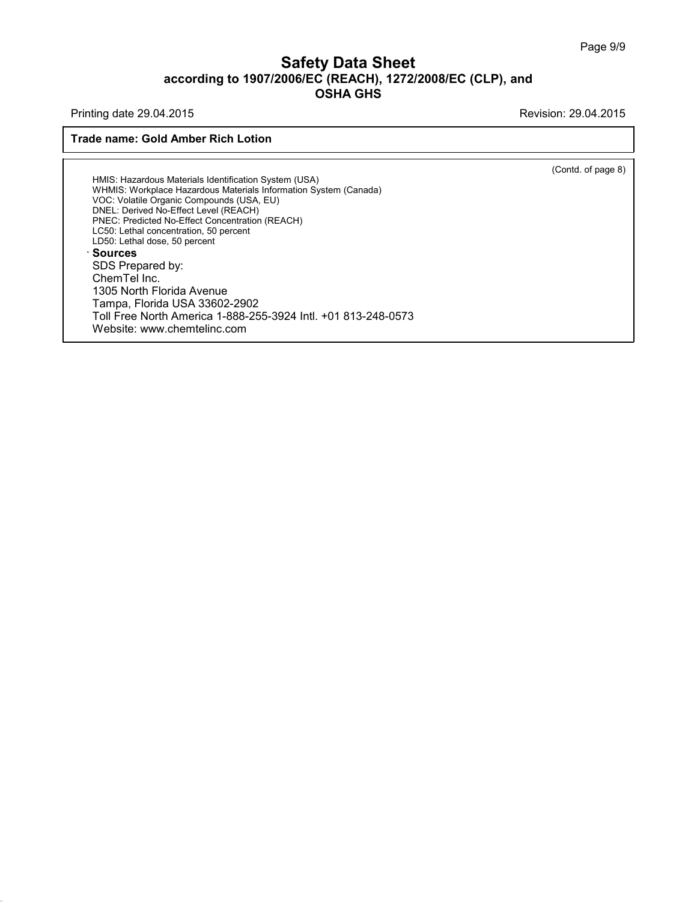(Contd. of page 8)

HMIS: Hazardous Materials Identification System (USA)
WHMIS: Workplace Hazardous Materials Information System (Canada)
VOC: Volatile Organic Compounds (USA, EU)
DNEL: Derived No-Effect Level (REACH)
PNEC: Predicted No-Effect Concentration (REACH)
LC50: Lethal concentration, 50 percent
LD50: Lethal dose, 50 percent

· **Sources**

SDS Prepared by:
ChemTel Inc.
1305 North Florida Avenue
Tampa, Florida USA 33602-2902
Toll Free North America 1-888-255-3924 Intl. +01 813-248-0573
Website: www.chemtelinc.com